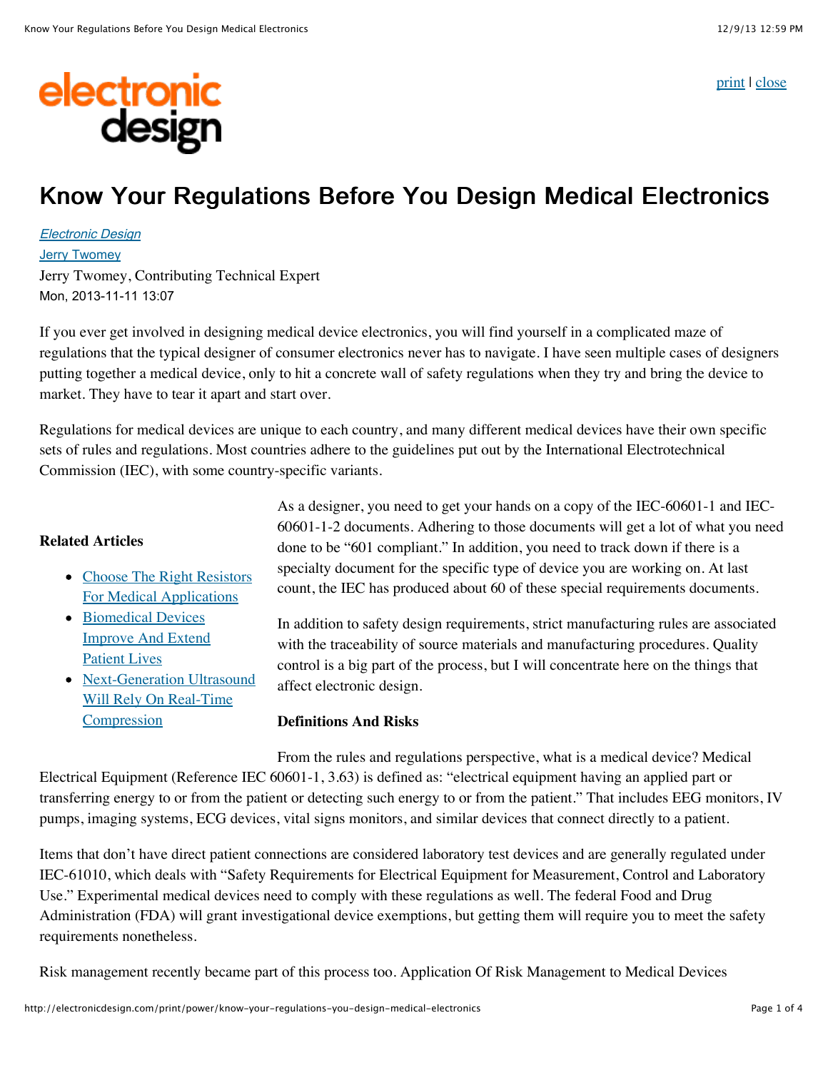# Know Your Regulations Before You Design Medical Electronics

*Electronic Design*

Jerry Twomey

Jerry Twomey, Contributing Technical Expert

Mon, 2013-11-11 13:07

If you ever get involved in designing medical device electronics, you will find yourself in a complicated maze of regulations that the typical designer of consumer electronics never has to navigate. I have seen multiple cases of designers putting together a medical device, only to hit a concrete wall of safety regulations when they try and bring the device to market. They have to tear it apart and start over.

Regulations for medical devices are unique to each country, and many different medical devices have their own specific sets of rules and regulations. Most countries adhere to the guidelines put out by the International Electrotechnical Commission (IEC), with some country-specific variants.

**Related Articles**

- Choose The Right Resistors For Medical Applications
- Biomedical Devices Improve And Extend Patient Lives
- Next-Generation Ultrasound Will Rely On Real-Time Compression

As a designer, you need to get your hands on a copy of the IEC-60601-1 and IEC-60601-1-2 documents. Adhering to those documents will get a lot of what you need done to be "601 compliant." In addition, you need to track down if there is a specialty document for the specific type of device you are working on. At last count, the IEC has produced about 60 of these special requirements documents.

In addition to safety design requirements, strict manufacturing rules are associated with the traceability of source materials and manufacturing procedures. Quality control is a big part of the process, but I will concentrate here on the things that affect electronic design.

**Definitions And Risks**

From the rules and regulations perspective, what is a medical device? Medical Electrical Equipment (Reference IEC 60601-1, 3.63) is defined as: "electrical equipment having an applied part or transferring energy to or from the patient or detecting such energy to or from the patient." That includes EEG monitors, IV pumps, imaging systems, ECG devices, vital signs monitors, and similar devices that connect directly to a patient.

Items that don't have direct patient connections are considered laboratory test devices and are generally regulated under IEC-61010, which deals with "Safety Requirements for Electrical Equipment for Measurement, Control and Laboratory Use." Experimental medical devices need to comply with these regulations as well. The federal Food and Drug Administration (FDA) will grant investigational device exemptions, but getting them will require you to meet the safety requirements nonetheless.

Risk management recently became part of this process too. Application Of Risk Management to Medical Devices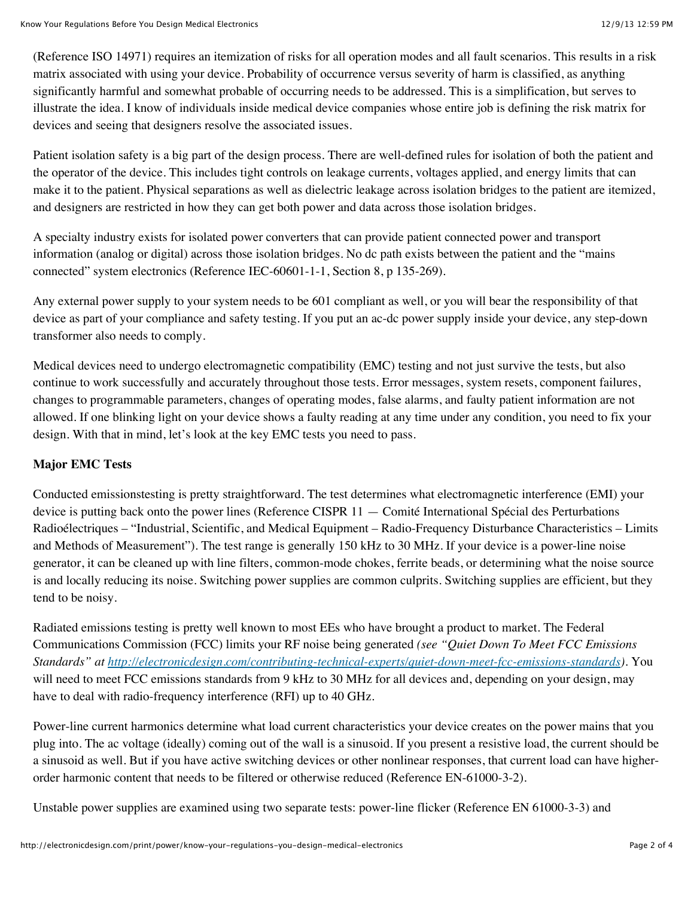(Reference ISO 14971) requires an itemization of risks for all operation modes and all fault scenarios. This results in a risk matrix associated with using your device. Probability of occurrence versus severity of harm is classified, as anything significantly harmful and somewhat probable of occurring needs to be addressed. This is a simplification, but serves to illustrate the idea. I know of individuals inside medical device companies whose entire job is defining the risk matrix for devices and seeing that designers resolve the associated issues.

Patient isolation safety is a big part of the design process. There are well-defined rules for isolation of both the patient and the operator of the device. This includes tight controls on leakage currents, voltages applied, and energy limits that can make it to the patient. Physical separations as well as dielectric leakage across isolation bridges to the patient are itemized, and designers are restricted in how they can get both power and data across those isolation bridges.

A specialty industry exists for isolated power converters that can provide patient connected power and transport information (analog or digital) across those isolation bridges. No dc path exists between the patient and the "mains connected" system electronics (Reference IEC-60601-1-1, Section 8, p 135-269).

Any external power supply to your system needs to be 601 compliant as well, or you will bear the responsibility of that device as part of your compliance and safety testing. If you put an ac-dc power supply inside your device, any step-down transformer also needs to comply.

Medical devices need to undergo electromagnetic compatibility (EMC) testing and not just survive the tests, but also continue to work successfully and accurately throughout those tests. Error messages, system resets, component failures, changes to programmable parameters, changes of operating modes, false alarms, and faulty patient information are not allowed. If one blinking light on your device shows a faulty reading at any time under any condition, you need to fix your design. With that in mind, let's look at the key EMC tests you need to pass.

**Major EMC Tests**

Conducted emissionstesting is pretty straightforward. The test determines what electromagnetic interference (EMI) your device is putting back onto the power lines (Reference CISPR 11 — Comité International Spécial des Perturbations Radioélectriques – "Industrial, Scientific, and Medical Equipment – Radio-Frequency Disturbance Characteristics – Limits and Methods of Measurement"). The test range is generally 150 kHz to 30 MHz. If your device is a power-line noise generator, it can be cleaned up with line filters, common-mode chokes, ferrite beads, or determining what the noise source is and locally reducing its noise. Switching power supplies are common culprits. Switching supplies are efficient, but they tend to be noisy.

Radiated emissions testing is pretty well known to most EEs who have brought a product to market. The Federal Communications Commission (FCC) limits your RF noise being generated *(see "Quiet Down To Meet FCC Emissions Standards" at [http://electronicdesign.com/contributing-technical-experts/quiet-down-meet-fcc-emissions-standards](http://electronicdesign.com/contributing-technical-experts/quiet-down-meet-fcc-emissions-standards))*. You will need to meet FCC emissions standards from 9 kHz to 30 MHz for all devices and, depending on your design, may have to deal with radio-frequency interference (RFI) up to 40 GHz.

Power-line current harmonics determine what load current characteristics your device creates on the power mains that you plug into. The ac voltage (ideally) coming out of the wall is a sinusoid. If you present a resistive load, the current should be a sinusoid as well. But if you have active switching devices or other nonlinear responses, that current load can have higher-order harmonic content that needs to be filtered or otherwise reduced (Reference EN-61000-3-2).

Unstable power supplies are examined using two separate tests: power-line flicker (Reference EN 61000-3-3) and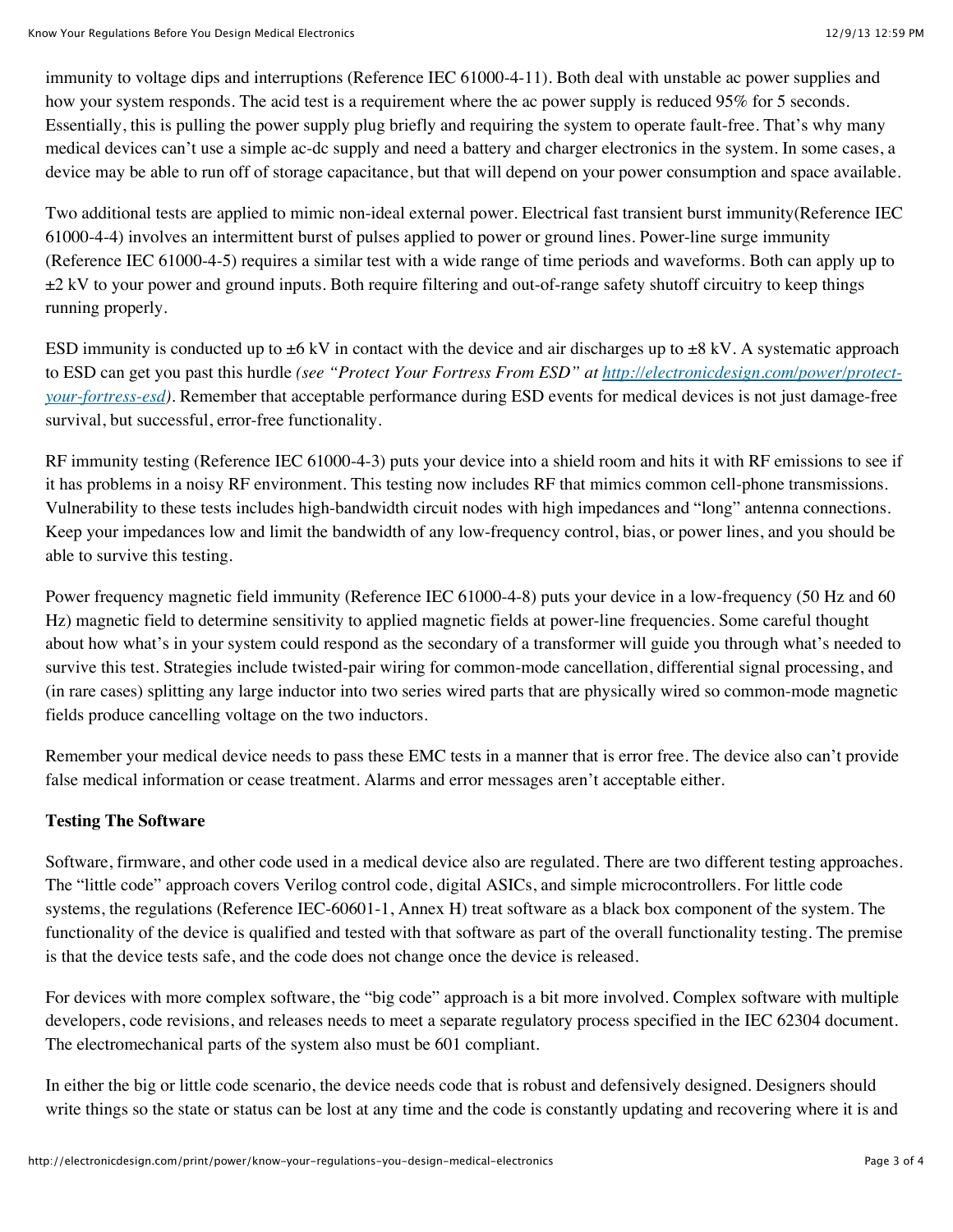immunity to voltage dips and interruptions (Reference IEC 61000-4-11). Both deal with unstable ac power supplies and how your system responds. The acid test is a requirement where the ac power supply is reduced 95% for 5 seconds. Essentially, this is pulling the power supply plug briefly and requiring the system to operate fault-free. That's why many medical devices can't use a simple ac-dc supply and need a battery and charger electronics in the system. In some cases, a device may be able to run off of storage capacitance, but that will depend on your power consumption and space available.

Two additional tests are applied to mimic non-ideal external power. Electrical fast transient burst immunity(Reference IEC 61000-4-4) involves an intermittent burst of pulses applied to power or ground lines. Power-line surge immunity (Reference IEC 61000-4-5) requires a similar test with a wide range of time periods and waveforms. Both can apply up to ±2 kV to your power and ground inputs. Both require filtering and out-of-range safety shutoff circuitry to keep things running properly.

ESD immunity is conducted up to ±6 kV in contact with the device and air discharges up to ±8 kV. A systematic approach to ESD can get you past this hurdle *(see "Protect Your Fortress From ESD" at [http://electronicdesign.com/power/protect-your-fortress-esd](http://electronicdesign.com/power/protect-your-fortress-esd))*. Remember that acceptable performance during ESD events for medical devices is not just damage-free survival, but successful, error-free functionality.

RF immunity testing (Reference IEC 61000-4-3) puts your device into a shield room and hits it with RF emissions to see if it has problems in a noisy RF environment. This testing now includes RF that mimics common cell-phone transmissions. Vulnerability to these tests includes high-bandwidth circuit nodes with high impedances and "long" antenna connections. Keep your impedances low and limit the bandwidth of any low-frequency control, bias, or power lines, and you should be able to survive this testing.

Power frequency magnetic field immunity (Reference IEC 61000-4-8) puts your device in a low-frequency (50 Hz and 60 Hz) magnetic field to determine sensitivity to applied magnetic fields at power-line frequencies. Some careful thought about how what's in your system could respond as the secondary of a transformer will guide you through what's needed to survive this test. Strategies include twisted-pair wiring for common-mode cancellation, differential signal processing, and (in rare cases) splitting any large inductor into two series wired parts that are physically wired so common-mode magnetic fields produce cancelling voltage on the two inductors.

Remember your medical device needs to pass these EMC tests in a manner that is error free. The device also can't provide false medical information or cease treatment. Alarms and error messages aren't acceptable either.

**Testing The Software**

Software, firmware, and other code used in a medical device also are regulated. There are two different testing approaches. The "little code" approach covers Verilog control code, digital ASICs, and simple microcontrollers. For little code systems, the regulations (Reference IEC-60601-1, Annex H) treat software as a black box component of the system. The functionality of the device is qualified and tested with that software as part of the overall functionality testing. The premise is that the device tests safe, and the code does not change once the device is released.

For devices with more complex software, the "big code" approach is a bit more involved. Complex software with multiple developers, code revisions, and releases needs to meet a separate regulatory process specified in the IEC 62304 document. The electromechanical parts of the system also must be 601 compliant.

In either the big or little code scenario, the device needs code that is robust and defensively designed. Designers should write things so the state or status can be lost at any time and the code is constantly updating and recovering where it is and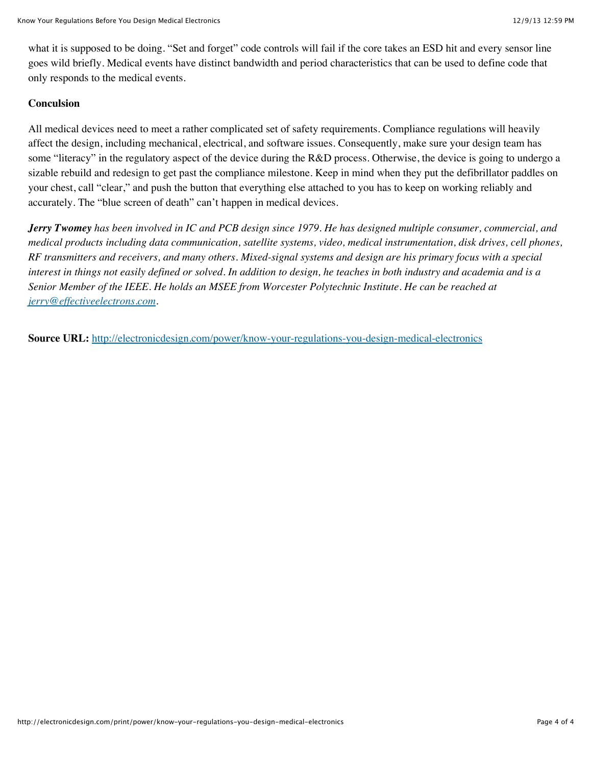what it is supposed to be doing. “Set and forget” code controls will fail if the core takes an ESD hit and every sensor line goes wild briefly. Medical events have distinct bandwidth and period characteristics that can be used to define code that only responds to the medical events.

**Conculsion**

All medical devices need to meet a rather complicated set of safety requirements. Compliance regulations will heavily affect the design, including mechanical, electrical, and software issues. Consequently, make sure your design team has some “literacy” in the regulatory aspect of the device during the R&D process. Otherwise, the device is going to undergo a sizable rebuild and redesign to get past the compliance milestone. Keep in mind when they put the defibrillator paddles on your chest, call “clear,” and push the button that everything else attached to you has to keep on working reliably and accurately. The “blue screen of death” can’t happen in medical devices.

***Jerry Twomey*** *has been involved in IC and PCB design since 1979. He has designed multiple consumer, commercial, and medical products including data communication, satellite systems, video, medical instrumentation, disk drives, cell phones, RF transmitters and receivers, and many others. Mixed-signal systems and design are his primary focus with a special interest in things not easily defined or solved. In addition to design, he teaches in both industry and academia and is a Senior Member of the IEEE. He holds an MSEE from Worcester Polytechnic Institute. He can be reached at [jerry@effectiveelectrons.com](mailto:jerry@effectiveelectrons.com).*

**Source URL:** [http://electronicdesign.com/power/know-your-regulations-you-design-medical-electronics](http://electronicdesign.com/power/know-your-regulations-you-design-medical-electronics)